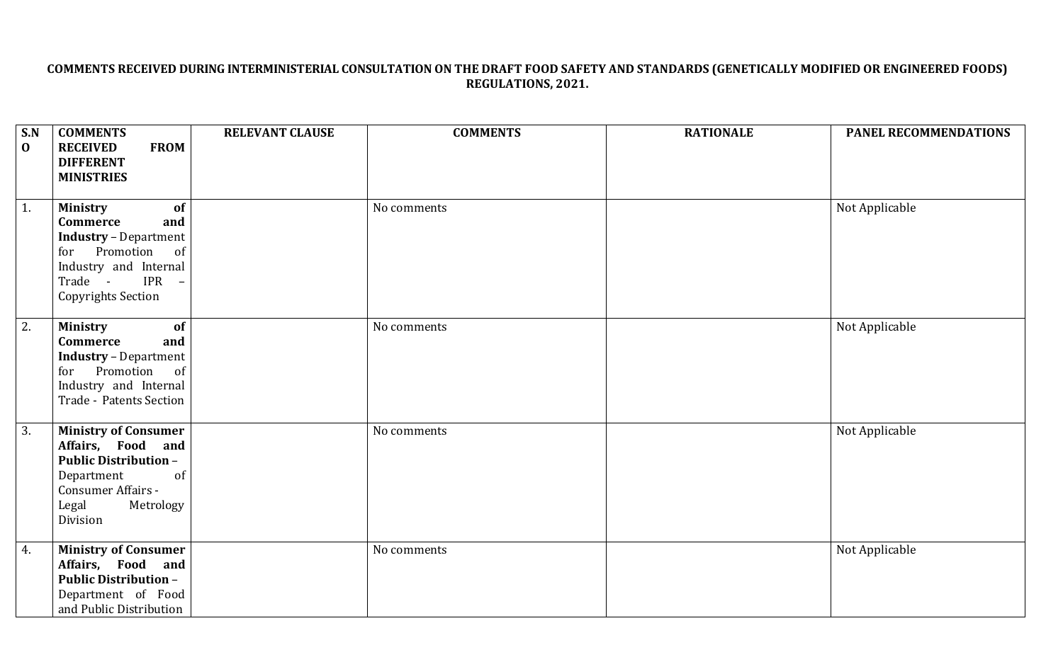**COMMENTS RECEIVED DURING INTERMINISTERIAL CONSULTATION ON THE DRAFT FOOD SAFETY AND STANDARDS (GENETICALLY MODIFIED OR ENGINEERED FOODS) REGULATIONS, 2021.**

| S.NO | COMMENTS RECEIVED FROM DIFFERENT MINISTRIES | RELEVANT CLAUSE | COMMENTS | RATIONALE | PANEL RECOMMENDATIONS |
|---|---|---|---|---|---|
| 1. | **Ministry of Commerce and Industry** – Department for Promotion of Industry and Internal Trade - IPR – Copyrights Section | | No comments | | Not Applicable |
| 2. | **Ministry of Commerce and Industry** – Department for Promotion of Industry and Internal Trade - Patents Section | | No comments | | Not Applicable |
| 3. | **Ministry of Consumer Affairs, Food and Public Distribution** – Department of Consumer Affairs - Legal Metrology Division | | No comments | | Not Applicable |
| 4. | **Ministry of Consumer Affairs, Food and Public Distribution** – Department of Food and Public Distribution | | No comments | | Not Applicable |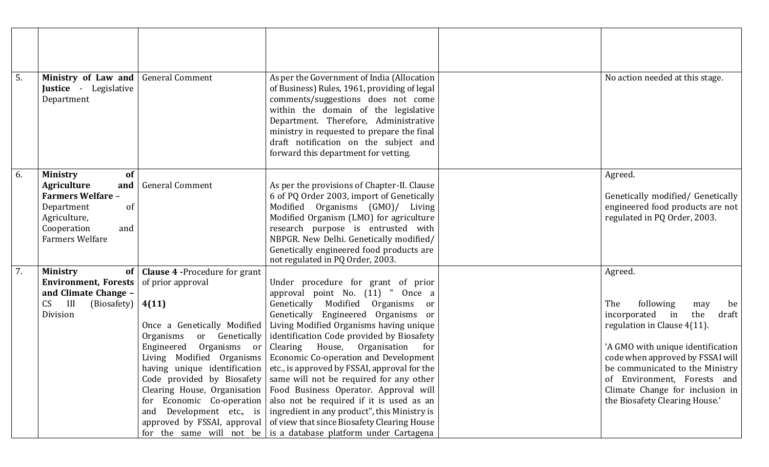| | | | | | |
|---|---|---|---|---|---|
| | | | | | |
| 5. | **Ministry of Law and Justice** - Legislative Department | General Comment | As per the Government of India (Allocation of Business) Rules, 1961, providing of legal comments/suggestions does not come within the domain of the legislative Department. Therefore, Administrative ministry in requested to prepare the final draft notification on the subject and forward this department for vetting. | | No action needed at this stage. |
| 6. | **Ministry of Agriculture and Farmers Welfare** – Department of Agriculture, Cooperation and Farmers Welfare | General Comment | As per the provisions of Chapter-II. Clause 6 of PQ Order 2003, import of Genetically Modified Organisms (GMO)/ Living Modified Organism (LMO) for agriculture research purpose is entrusted with NBPGR. New Delhi. Genetically modified/ Genetically engineered food products are not regulated in PQ Order, 2003. | | Agreed.<br><br>Genetically modified/ Genetically engineered food products are not regulated in PQ Order, 2003. |
| 7. | **Ministry of Environment, Forests and Climate Change** – CS III (Biosafety) Division | **Clause 4** -Procedure for grant of prior approval<br><br>**4(11)**<br><br>Once a Genetically Modified Organisms or Genetically Engineered Organisms or Living Modified Organisms having unique identification Code provided by Biosafety Clearing House, Organisation for Economic Co-operation and Development etc., is approved by FSSAI, approval for the same will not be | Under procedure for grant of prior approval point No. (11) " Once a Genetically Modified Organisms or Genetically Engineered Organisms or Living Modified Organisms having unique identification Code provided by Biosafety Clearing House, Organisation for Economic Co-operation and Development etc., is approved by FSSAI, approval for the same will not be required for any other Food Business Operator. Approval will also not be required if it is used as an ingredient in any product", this Ministry is of view that since Biosafety Clearing House is a database platform under Cartagena | | Agreed.<br><br>The following may be incorporated in the draft regulation in Clause 4(11).<br><br>'A GMO with unique identification code when approved by FSSAI will be communicated to the Ministry of Environment, Forests and Climate Change for inclusion in the Biosafety Clearing House.' |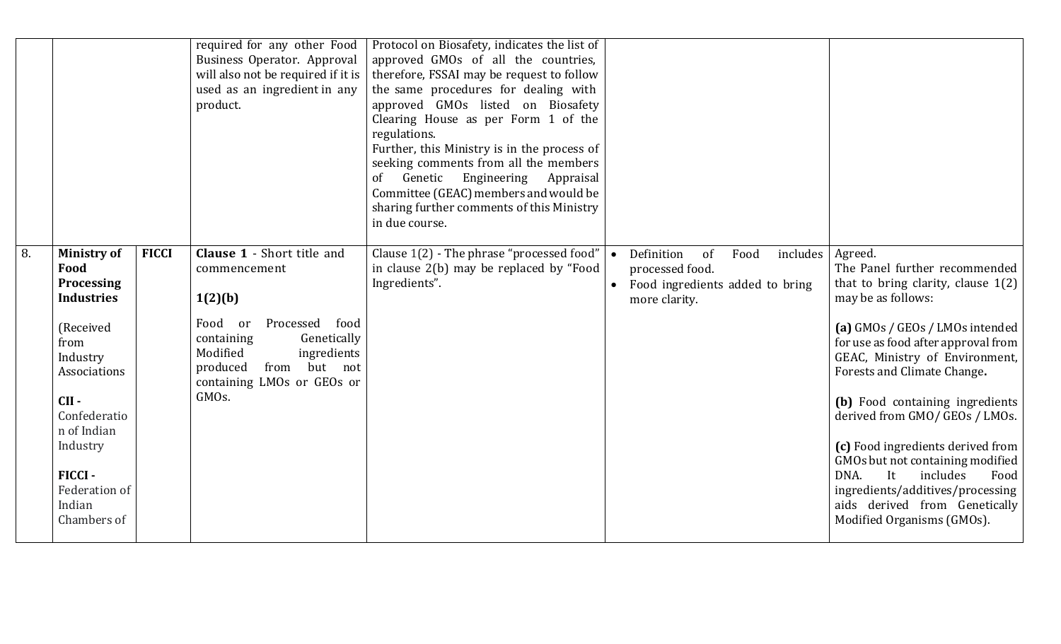| | | | | | | |
|---|---|---|---|---|---|---|
| | | | required for any other Food Business Operator. Approval will also not be required if it is used as an ingredient in any product. | Protocol on Biosafety, indicates the list of approved GMOs of all the countries, therefore, FSSAI may be request to follow the same procedures for dealing with approved GMOs listed on Biosafety Clearing House as per Form 1 of the regulations.<br>Further, this Ministry is in the process of seeking comments from all the members of Genetic Engineering Appraisal Committee (GEAC) members and would be sharing further comments of this Ministry in due course. | | |
| 8. | **Ministry of Food Processing Industries**<br><br>(Received from Industry Associations<br><br>**CII -** Confederation of Indian Industry<br><br>**FICCI -** Federation of Indian Chambers of | **FICCI** | **Clause 1** - Short title and commencement<br><br>**1(2)(b)**<br><br>Food or Processed food containing Genetically Modified ingredients produced from but not containing LMOs or GEOs or GMOs. | Clause 1(2) - The phrase "processed food" in clause 2(b) may be replaced by "Food Ingredients". | • Definition of Food includes processed food.<br>• Food ingredients added to bring more clarity. | Agreed.<br>The Panel further recommended that to bring clarity, clause 1(2) may be as follows:<br><br>**(a)** GMOs / GEOs / LMOs intended for use as food after approval from GEAC, Ministry of Environment, Forests and Climate Change**.**<br><br>**(b)** Food containing ingredients derived from GMO/ GEOs / LMOs.<br><br>**(c)** Food ingredients derived from GMOs but not containing modified DNA. It includes Food ingredients/additives/processing aids derived from Genetically Modified Organisms (GMOs). |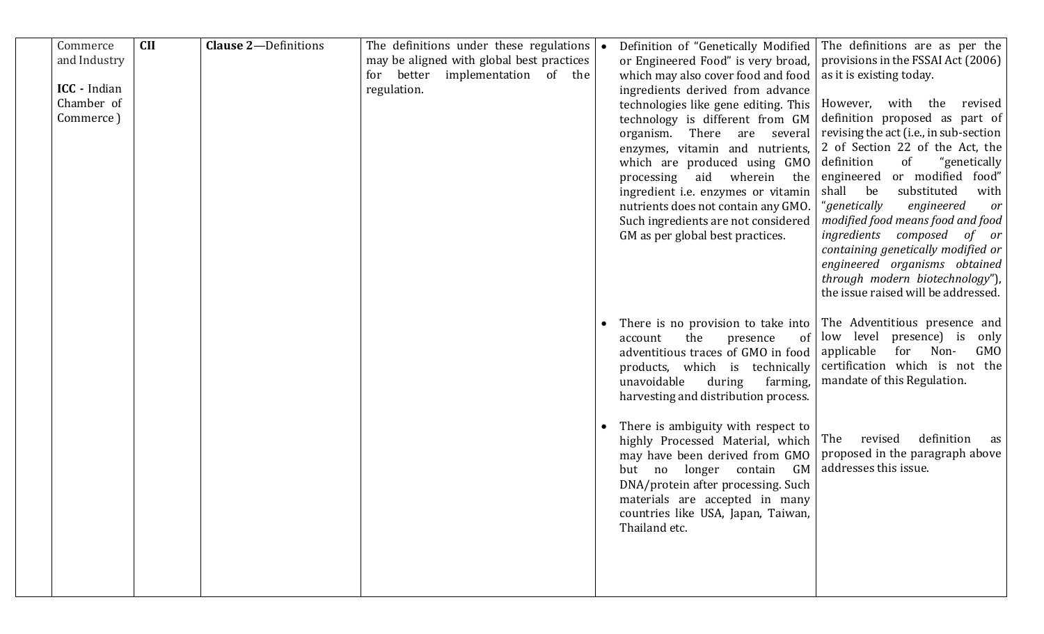| | | | | | |
|---|---|---|---|---|---|
| | Commerce and Industry<br><br>**ICC -** Indian Chamber of Commerce ) | **CII** | **Clause 2**—Definitions | The definitions under these regulations may be aligned with global best practices for better implementation of the regulation. | • Definition of "Genetically Modified or Engineered Food" is very broad, which may also cover food and food ingredients derived from advance technologies like gene editing. This technology is different from GM organism. There are several enzymes, vitamin and nutrients, which are produced using GMO processing aid wherein the ingredient i.e. enzymes or vitamin nutrients does not contain any GMO. Such ingredients are not considered GM as per global best practices. | The definitions are as per the provisions in the FSSAI Act (2006) as it is existing today.<br><br>However, with the revised definition proposed as part of revising the act (i.e., in sub-section 2 of Section 22 of the Act, the definition of "genetically engineered or modified food" shall be substituted with "*genetically engineered or modified food means food and food ingredients composed of or containing genetically modified or engineered organisms obtained through modern biotechnology*"), the issue raised will be addressed. |
| | | | | | • There is no provision to take into account the presence of adventitious traces of GMO in food products, which is technically unavoidable during farming, harvesting and distribution process. | The Adventitious presence and low level presence) is only applicable for Non- GMO certification which is not the mandate of this Regulation. |
| | | | | | • There is ambiguity with respect to highly Processed Material, which may have been derived from GMO but no longer contain GM DNA/protein after processing. Such materials are accepted in many countries like USA, Japan, Taiwan, Thailand etc. | The revised definition as proposed in the paragraph above addresses this issue. |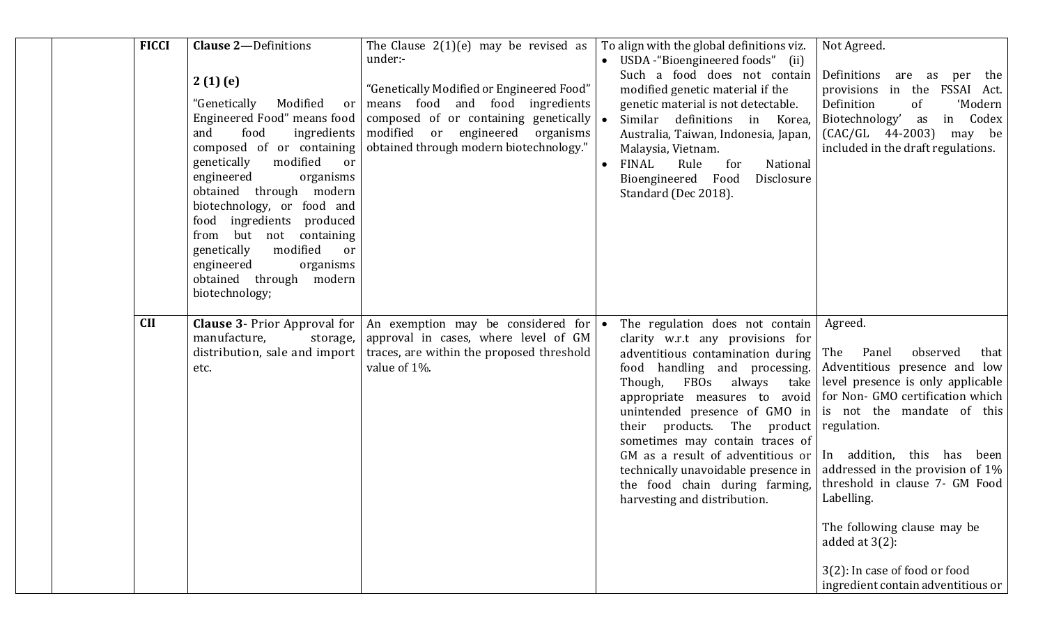|  |  | FICCI | **Clause 2**—Definitions<br><br>**2 (1) (e)**<br><br>"Genetically Modified or Engineered Food" means food and food ingredients composed of or containing genetically modified or engineered organisms obtained through modern biotechnology, or food and food ingredients produced from but not containing genetically modified or engineered organisms obtained through modern biotechnology; | The Clause 2(1)(e) may be revised as under:-<br><br>"Genetically Modified or Engineered Food" means food and food ingredients composed of or containing genetically modified or engineered organisms obtained through modern biotechnology." | To align with the global definitions viz.<br>• USDA -"Bioengineered foods" (ii) Such a food does not contain modified genetic material if the genetic material is not detectable.<br>• Similar definitions in Korea, Australia, Taiwan, Indonesia, Japan, Malaysia, Vietnam.<br>• FINAL Rule for National Bioengineered Food Disclosure Standard (Dec 2018). | Not Agreed.<br><br>Definitions are as per the provisions in the FSSAI Act. Definition of 'Modern Biotechnology' as in Codex (CAC/GL 44-2003) may be included in the draft regulations. |
|---|---|---|---|---|---|---|
|  |  | CII | **Clause 3**- Prior Approval for manufacture, storage, distribution, sale and import etc. | An exemption may be considered for approval in cases, where level of GM traces, are within the proposed threshold value of 1%. | • The regulation does not contain clarity w.r.t any provisions for adventitious contamination during food handling and processing. Though, FBOs always take appropriate measures to avoid unintended presence of GMO in their products. The product sometimes may contain traces of GM as a result of adventitious or technically unavoidable presence in the food chain during farming, harvesting and distribution. | Agreed.<br><br>The Panel observed that Adventitious presence and low level presence is only applicable for Non- GMO certification which is not the mandate of this regulation.<br><br>In addition, this has been addressed in the provision of 1% threshold in clause 7- GM Food Labelling.<br><br>The following clause may be added at 3(2):<br><br>3(2): In case of food or food ingredient contain adventitious or |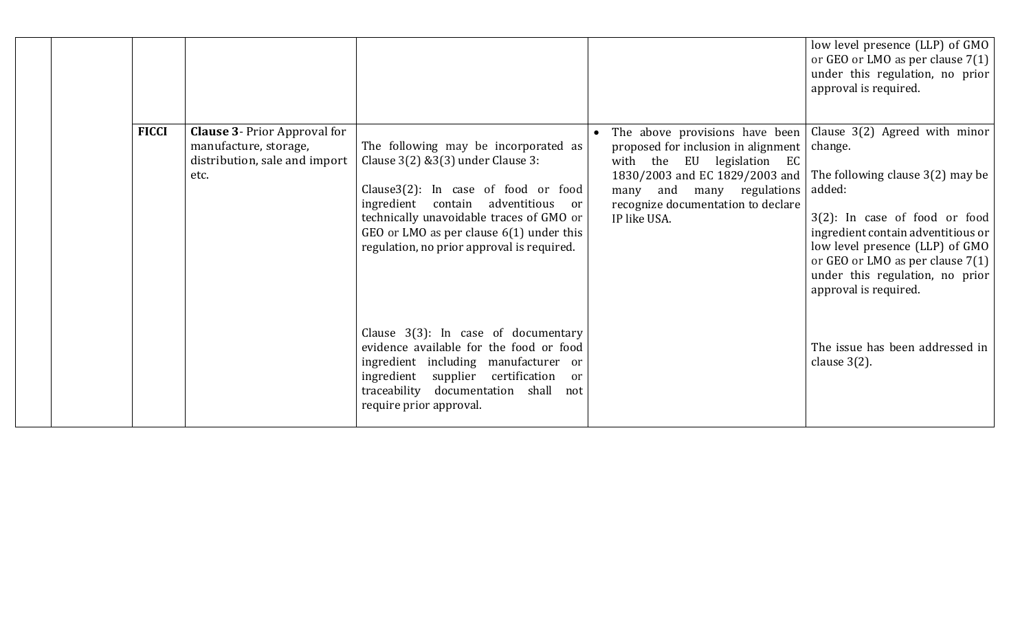|  |  |  |  |  |  | low level presence (LLP) of GMO or GEO or LMO as per clause 7(1) under this regulation, no prior approval is required. |
|---|---|---|---|---|---|---|
|  |  | **FICCI** | **Clause 3**- Prior Approval for manufacture, storage, distribution, sale and import etc. | The following may be incorporated as Clause 3(2) &3(3) under Clause 3:<br><br>Clause3(2): In case of food or food ingredient contain adventitious or technically unavoidable traces of GMO or GEO or LMO as per clause 6(1) under this regulation, no prior approval is required. | • The above provisions have been proposed for inclusion in alignment with the EU legislation EC 1830/2003 and EC 1829/2003 and many and many regulations recognize documentation to declare IP like USA. | Clause 3(2) Agreed with minor change.<br><br>The following clause 3(2) may be added:<br><br>3(2): In case of food or food ingredient contain adventitious or low level presence (LLP) of GMO or GEO or LMO as per clause 7(1) under this regulation, no prior approval is required. |
|  |  |  |  | Clause 3(3): In case of documentary evidence available for the food or food ingredient including manufacturer or ingredient supplier certification or traceability documentation shall not require prior approval. |  | The issue has been addressed in clause 3(2). |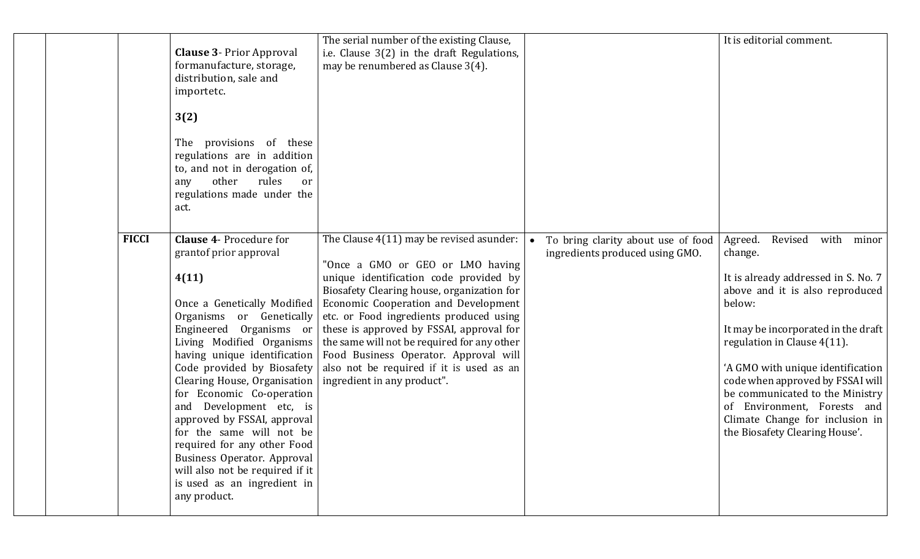|  |  |  |  |  |  |  |
|---|---|---|---|---|---|---|
|  |  |  | **Clause 3**- Prior Approval formanufacture, storage, distribution, sale and importetc.<br><br>**3(2)**<br><br>The provisions of these regulations are in addition to, and not in derogation of, any other rules or regulations made under the act. | The serial number of the existing Clause, i.e. Clause 3(2) in the draft Regulations, may be renumbered as Clause 3(4). |  | It is editorial comment. |
|  |  | **FICCI** | **Clause 4**- Procedure for grantof prior approval<br><br>**4(11)**<br><br>Once a Genetically Modified Organisms or Genetically Engineered Organisms or Living Modified Organisms having unique identification Code provided by Biosafety Clearing House, Organisation for Economic Co-operation and Development etc, is approved by FSSAI, approval for the same will not be required for any other Food Business Operator. Approval will also not be required if it is used as an ingredient in any product. | The Clause 4(11) may be revised asunder:<br><br>"Once a GMO or GEO or LMO having unique identification code provided by Biosafety Clearing house, organization for Economic Cooperation and Development etc. or Food ingredients produced using these is approved by FSSAI, approval for the same will not be required for any other Food Business Operator. Approval will also not be required if it is used as an ingredient in any product". | • To bring clarity about use of food ingredients produced using GMO. | Agreed. Revised with minor change.<br><br>It is already addressed in S. No. 7 above and it is also reproduced below:<br><br>It may be incorporated in the draft regulation in Clause 4(11).<br><br>'A GMO with unique identification code when approved by FSSAI will be communicated to the Ministry of Environment, Forests and Climate Change for inclusion in the Biosafety Clearing House'. |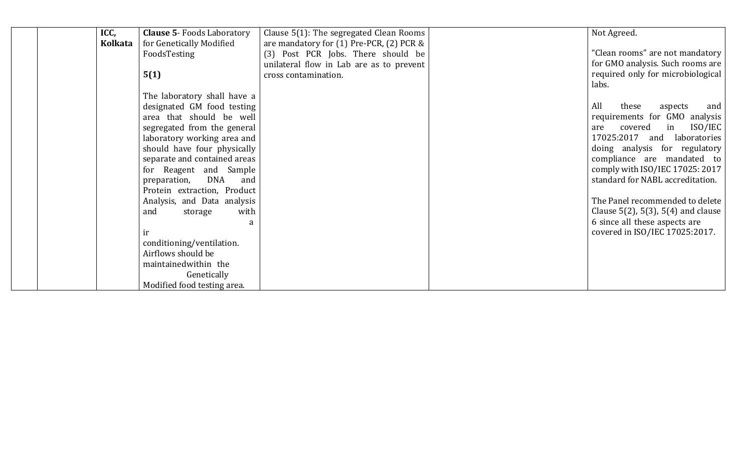|  |  |  |  |  |  |  |
|---|---|---|---|---|---|---|
|  |  | **ICC, Kolkata** | **Clause 5**- Foods Laboratory for Genetically Modified FoodsTesting<br><br>**5(1)**<br><br>The laboratory shall have a designated GM food testing area that should be well segregated from the general laboratory working area and should have four physically separate and contained areas for Reagent and Sample preparation, DNA and Protein extraction, Product Analysis, and Data analysis and storage with a ir conditioning/ventilation. Airflows should be maintainedwithin the Genetically Modified food testing area. | Clause 5(1): The segregated Clean Rooms are mandatory for (1) Pre-PCR, (2) PCR & (3) Post PCR Jobs. There should be unilateral flow in Lab are as to prevent cross contamination. |  | Not Agreed.<br><br>"Clean rooms" are not mandatory for GMO analysis. Such rooms are required only for microbiological labs.<br><br>All these aspects and requirements for GMO analysis are covered in ISO/IEC 17025:2017 and laboratories doing analysis for regulatory compliance are mandated to comply with ISO/IEC 17025: 2017 standard for NABL accreditation.<br><br>The Panel recommended to delete Clause 5(2), 5(3), 5(4) and clause 6 since all these aspects are covered in ISO/IEC 17025:2017. |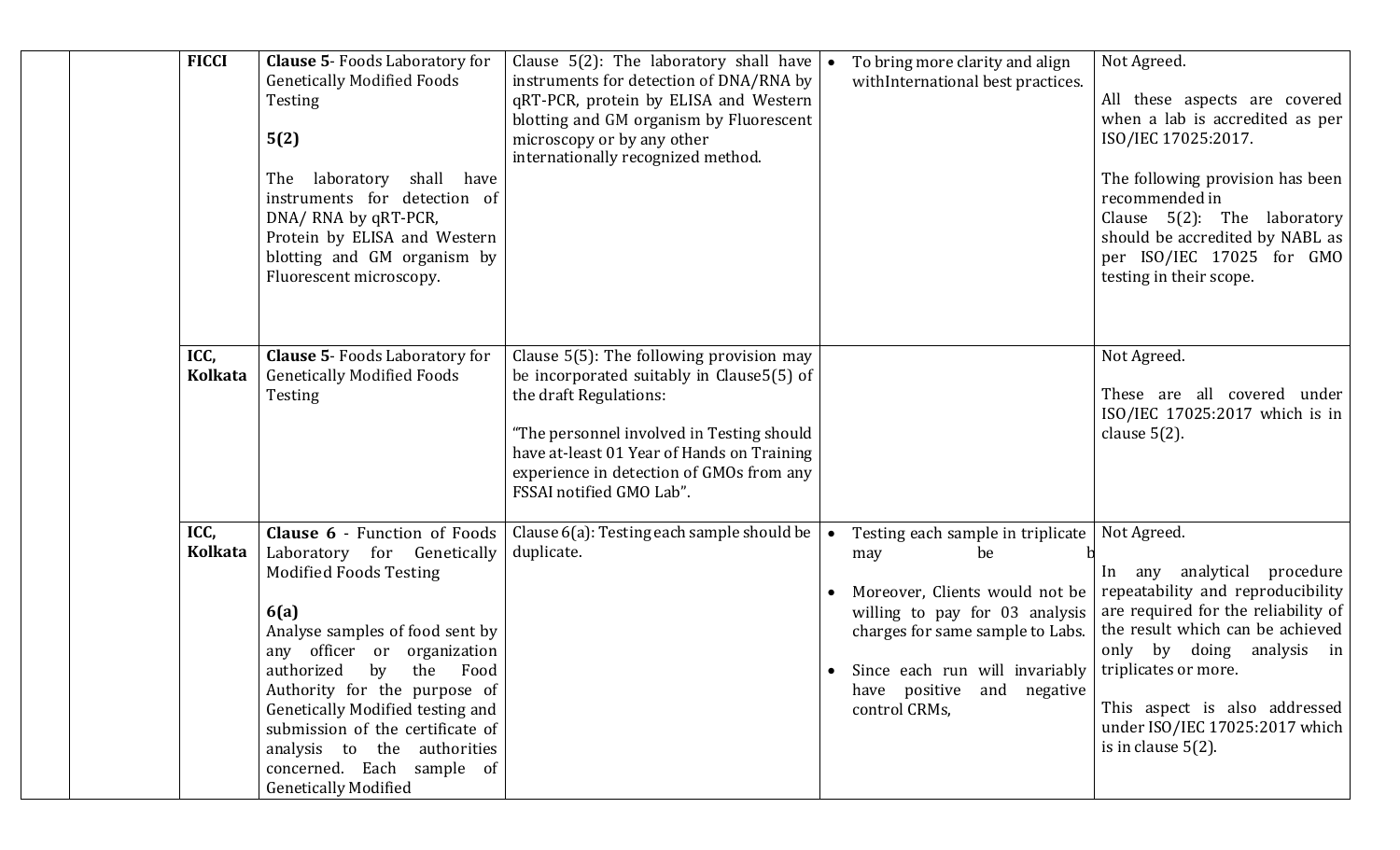|  |  |  |  |  |  |  |
|---|---|---|---|---|---|---|
|  |  | **FICCI** | **Clause 5**- Foods Laboratory for Genetically Modified Foods Testing<br><br>**5(2)**<br><br>The laboratory shall have instruments for detection of DNA/ RNA by qRT-PCR, Protein by ELISA and Western blotting and GM organism by Fluorescent microscopy. | Clause 5(2): The laboratory shall have instruments for detection of DNA/RNA by qRT-PCR, protein by ELISA and Western blotting and GM organism by Fluorescent microscopy or by any other internationally recognized method. | • To bring more clarity and align withInternational best practices. | Not Agreed.<br><br>All these aspects are covered when a lab is accredited as per ISO/IEC 17025:2017.<br><br>The following provision has been recommended in Clause 5(2): The laboratory should be accredited by NABL as per ISO/IEC 17025 for GMO testing in their scope. |
|  |  | **ICC, Kolkata** | **Clause 5**- Foods Laboratory for Genetically Modified Foods Testing | Clause 5(5): The following provision may be incorporated suitably in Clause5(5) of the draft Regulations:<br><br>"The personnel involved in Testing should have at-least 01 Year of Hands on Training experience in detection of GMOs from any FSSAI notified GMO Lab". |  | Not Agreed.<br><br>These are all covered under ISO/IEC 17025:2017 which is in clause 5(2). |
|  |  | **ICC, Kolkata** | **Clause 6** - Function of Foods Laboratory for Genetically Modified Foods Testing<br><br>**6(a)**<br>Analyse samples of food sent by any officer or organization authorized by the Food Authority for the purpose of Genetically Modified testing and submission of the certificate of analysis to the authorities concerned. Each sample of Genetically Modified | Clause 6(a): Testing each sample should be duplicate. | • Testing each sample in triplicate may be b<br>• Moreover, Clients would not be willing to pay for 03 analysis charges for same sample to Labs.<br>• Since each run will invariably have positive and negative control CRMs, | Not Agreed.<br><br>In any analytical procedure repeatability and reproducibility are required for the reliability of the result which can be achieved only by doing analysis in triplicates or more.<br><br>This aspect is also addressed under ISO/IEC 17025:2017 which is in clause 5(2). |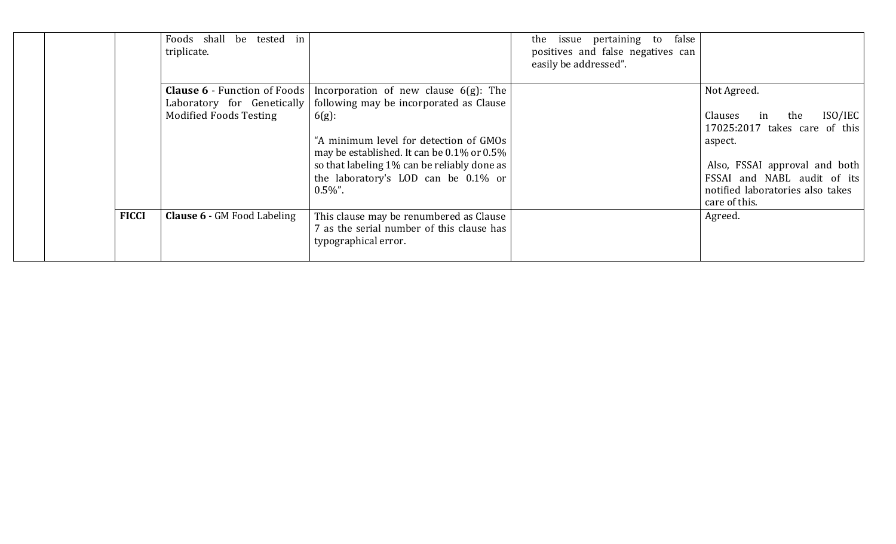|  |  |  | Foods shall be tested in triplicate. |  | the issue pertaining to false positives and false negatives can easily be addressed". |  |
|---|---|---|---|---|---|---|
|  |  |  | **Clause 6** - Function of Foods Laboratory for Genetically Modified Foods Testing | Incorporation of new clause 6(g): The following may be incorporated as Clause 6(g):<br><br>"A minimum level for detection of GMOs may be established. It can be 0.1% or 0.5% so that labeling 1% can be reliably done as the laboratory's LOD can be 0.1% or 0.5%". |  | Not Agreed.<br><br>Clauses in the ISO/IEC 17025:2017 takes care of this aspect.<br><br>Also, FSSAI approval and both FSSAI and NABL audit of its notified laboratories also takes care of this. |
|  |  | **FICCI** | **Clause 6** - GM Food Labeling | This clause may be renumbered as Clause 7 as the serial number of this clause has typographical error. |  | Agreed. |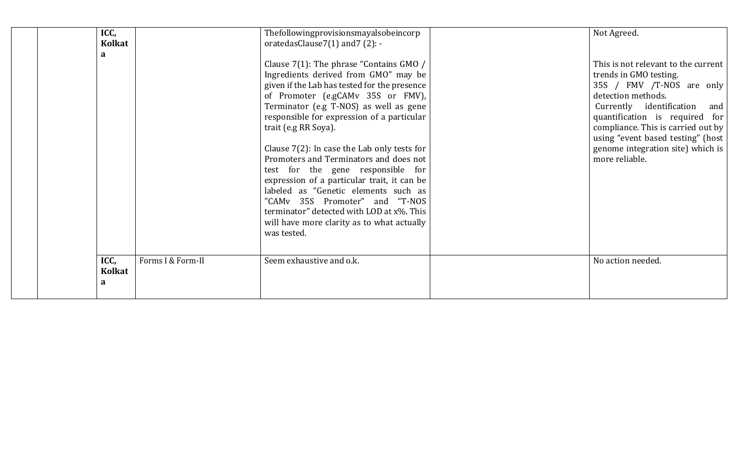|  |  |  |  |  |  |  |
|---|---|---|---|---|---|---|
|  |  | **ICC, Kolkata** |  | Thefollowingprovisionsmayalsobeincorp oratedasClause7(1) and7 (2): -<br><br>Clause 7(1): The phrase "Contains GMO / Ingredients derived from GMO" may be given if the Lab has tested for the presence of Promoter (e.gCAMv 35S or FMV), Terminator (e.g T-NOS) as well as gene responsible for expression of a particular trait (e.g RR Soya).<br><br>Clause 7(2): In case the Lab only tests for Promoters and Terminators and does not test for the gene responsible for expression of a particular trait, it can be labeled as "Genetic elements such as "CAMv 35S Promoter" and "T-NOS terminator" detected with LOD at x%. This will have more clarity as to what actually was tested. |  | Not Agreed.<br><br>This is not relevant to the current trends in GMO testing.<br>35S / FMV /T-NOS are only detection methods.<br>Currently identification and quantification is required for compliance. This is carried out by using "event based testing" (host genome integration site) which is more reliable. |
|  |  | **ICC, Kolkata** | Forms I & Form-II | Seem exhaustive and o.k. |  | No action needed. |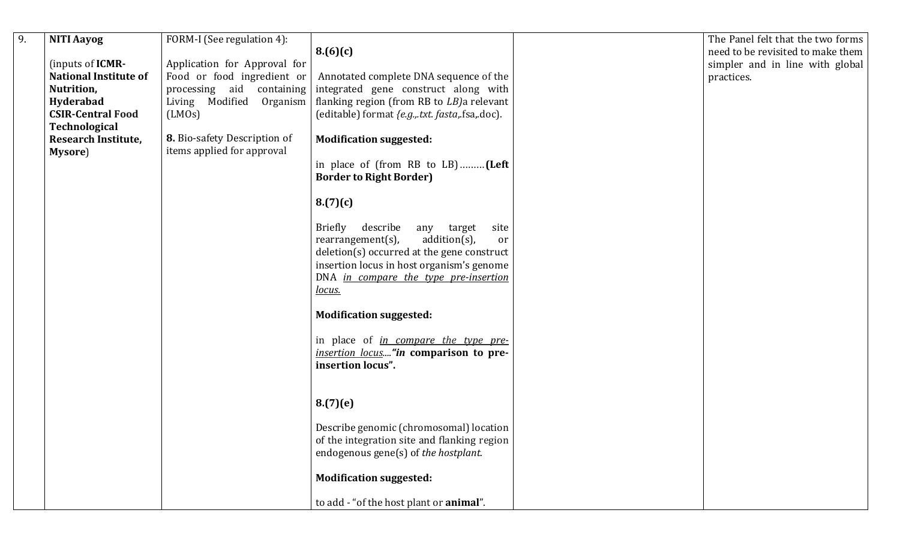| 9. | **NITI Aayog**<br><br>(inputs of **ICMR-National Institute of Nutrition, Hyderabad CSIR-Central Food Technological Research Institute, Mysore**) | FORM-I (See regulation 4):<br><br>Application for Approval for Food or food ingredient or processing aid containing Living Modified Organism (LMOs)<br><br>**8.** Bio-safety Description of items applied for approval | **8.(6)(c)**<br><br>Annotated complete DNA sequence of the integrated gene construct along with flanking region (from RB to *LB)*a relevant (editable) format *{e.g.,.txt. fasta,*.fsa,.doc).<br><br>**Modification suggested:**<br><br>in place of (from RB to LB)………**(Left Border to Right Border)**<br><br>**8.(7)(c)**<br><br>Briefly describe any target site rearrangement(s), addition(s), or deletion(s) occurred at the gene construct insertion locus in host organism's genome DNA <u>*in compare the type pre-insertion locus.*</u><br><br>**Modification suggested:**<br><br>in place of <u>*in compare the type pre-insertion locus*</u>....***"in* comparison to pre-insertion locus".**<br><br>**8.(7)(e)**<br><br>Describe genomic (chromosomal) location of the integration site and flanking region endogenous gene(s) of *the hostplant.*<br><br>**Modification suggested:**<br><br>to add - "of the host plant or **animal**". | | The Panel felt that the two forms need to be revisited to make them simpler and in line with global practices. |
|---|---|---|---|---|---|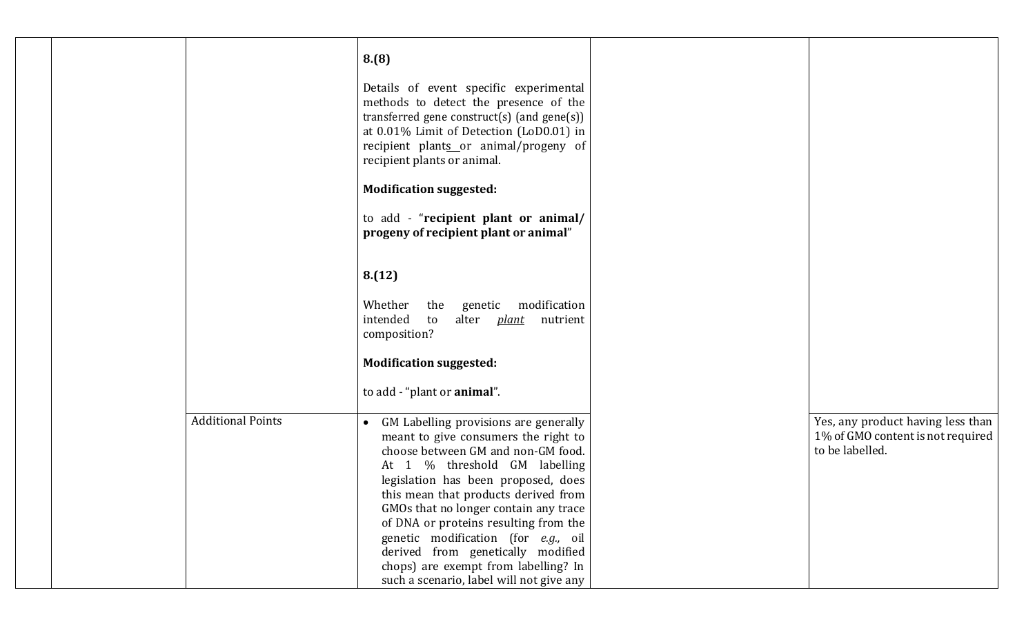|  |  |  |  |  |  |
|---|---|---|---|---|---|
|  |  |  | **8.(8)**<br><br>Details of event specific experimental methods to detect the presence of the transferred gene construct(s) (and gene(s)) at 0.01% Limit of Detection (LoD0.01) in recipient plants or animal/progeny of recipient plants or animal.<br><br>**Modification suggested:**<br><br>to add - "**recipient plant or animal/ progeny of recipient plant or animal**"<br><br>**8.(12)**<br><br>Whether the genetic modification intended to alter *plant* nutrient composition?<br><br>**Modification suggested:**<br><br>to add - "plant or **animal**". |  |  |
|  |  | Additional Points | • GM Labelling provisions are generally meant to give consumers the right to choose between GM and non-GM food. At 1 % threshold GM labelling legislation has been proposed, does this mean that products derived from GMOs that no longer contain any trace of DNA or proteins resulting from the genetic modification (for *e.g.,* oil derived from genetically modified chops) are exempt from labelling? In such a scenario, label will not give any |  | Yes, any product having less than 1% of GMO content is not required to be labelled. |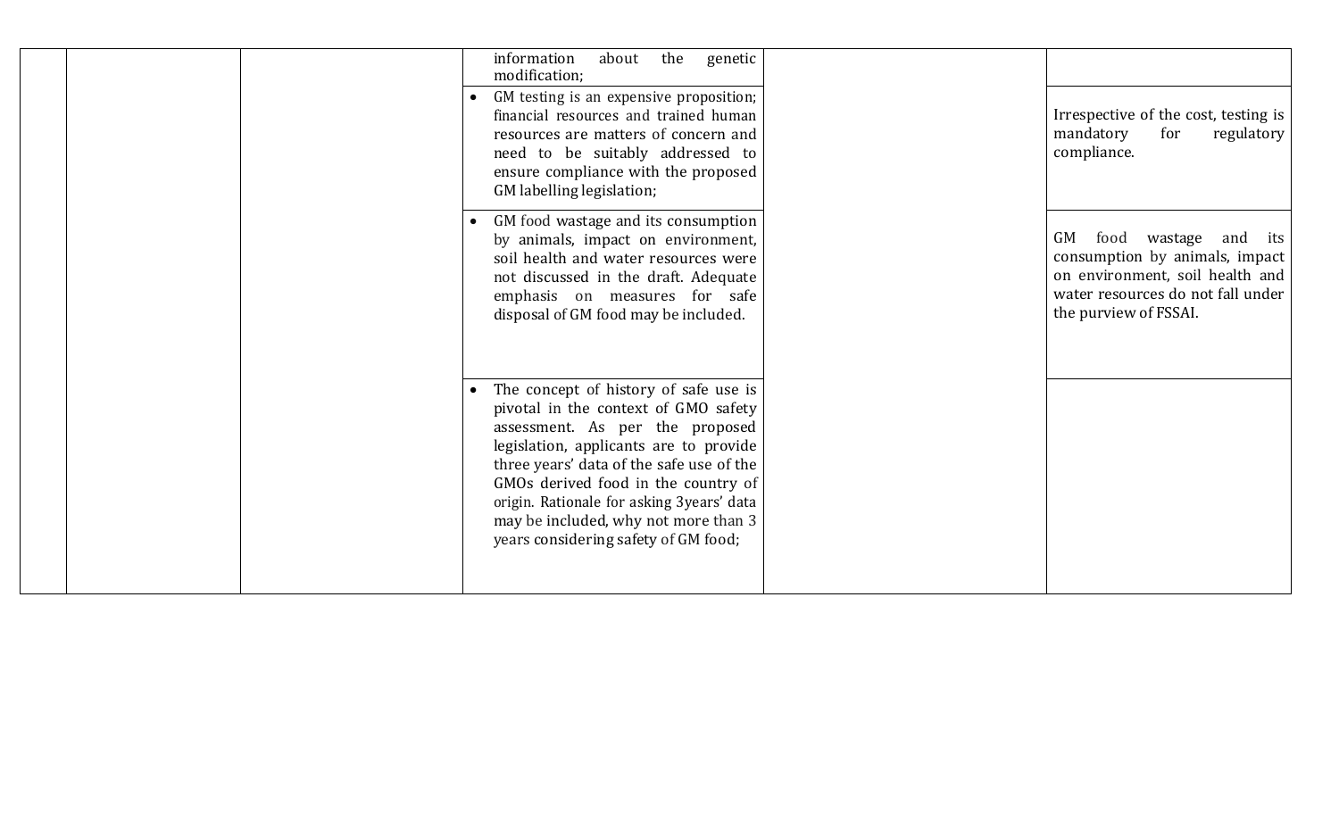| | | | | | |
|---|---|---|---|---|---|
| | | | information about the genetic modification; | | |
| | | | • GM testing is an expensive proposition; financial resources and trained human resources are matters of concern and need to be suitably addressed to ensure compliance with the proposed GM labelling legislation; | | Irrespective of the cost, testing is mandatory for regulatory compliance. |
| | | | • GM food wastage and its consumption by animals, impact on environment, soil health and water resources were not discussed in the draft. Adequate emphasis on measures for safe disposal of GM food may be included. | | GM food wastage and its consumption by animals, impact on environment, soil health and water resources do not fall under the purview of FSSAI. |
| | | | • The concept of history of safe use is pivotal in the context of GMO safety assessment. As per the proposed legislation, applicants are to provide three years' data of the safe use of the GMOs derived food in the country of origin. Rationale for asking 3years' data may be included, why not more than 3 years considering safety of GM food; | | |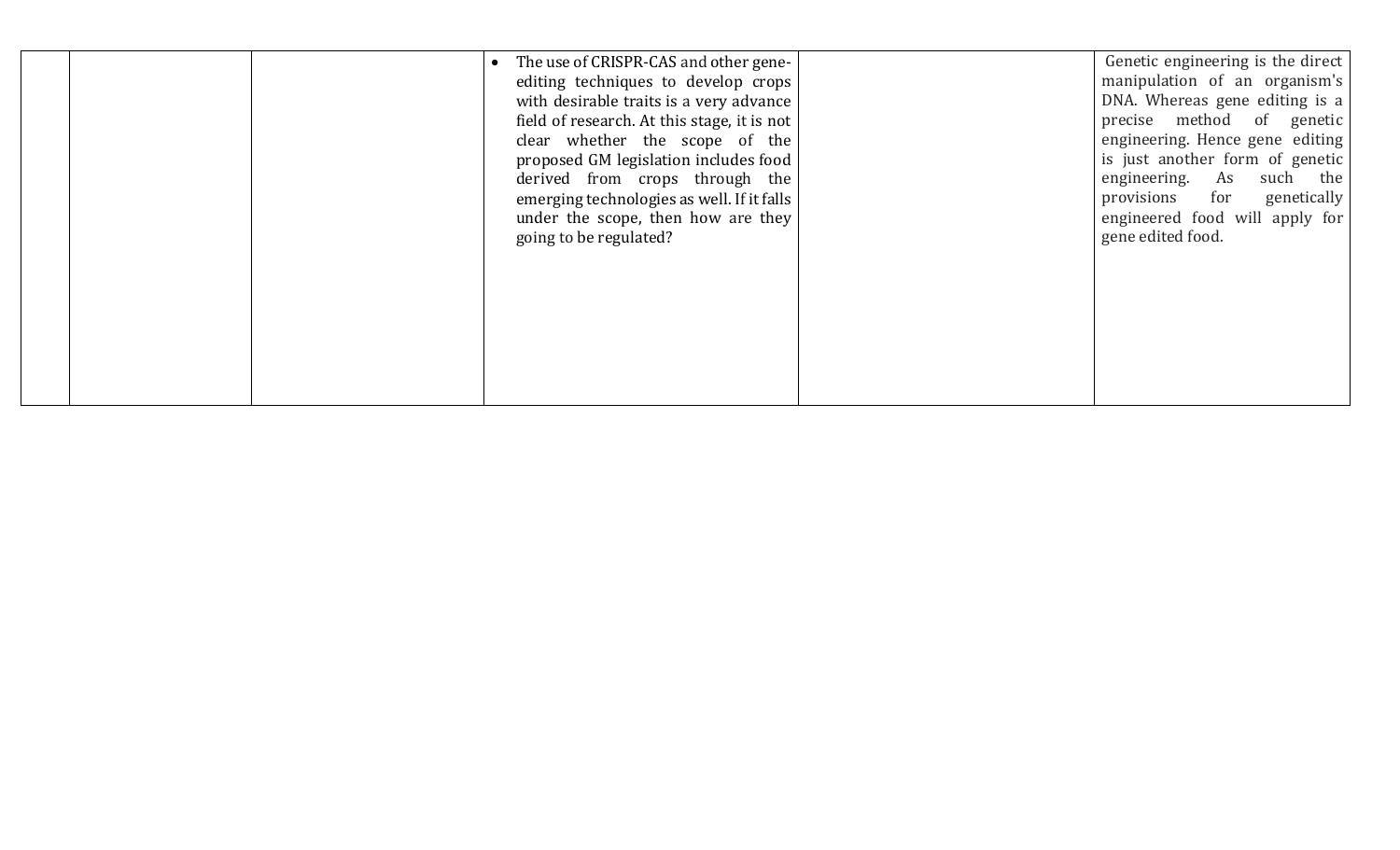| | | | | | |
|---|---|---|---|---|---|
| | | | • The use of CRISPR-CAS and other gene-editing techniques to develop crops with desirable traits is a very advance field of research. At this stage, it is not clear whether the scope of the proposed GM legislation includes food derived from crops through the emerging technologies as well. If it falls under the scope, then how are they going to be regulated? | | Genetic engineering is the direct manipulation of an organism's DNA. Whereas gene editing is a precise method of genetic engineering. Hence gene editing is just another form of genetic engineering. As such the provisions for genetically engineered food will apply for gene edited food. |